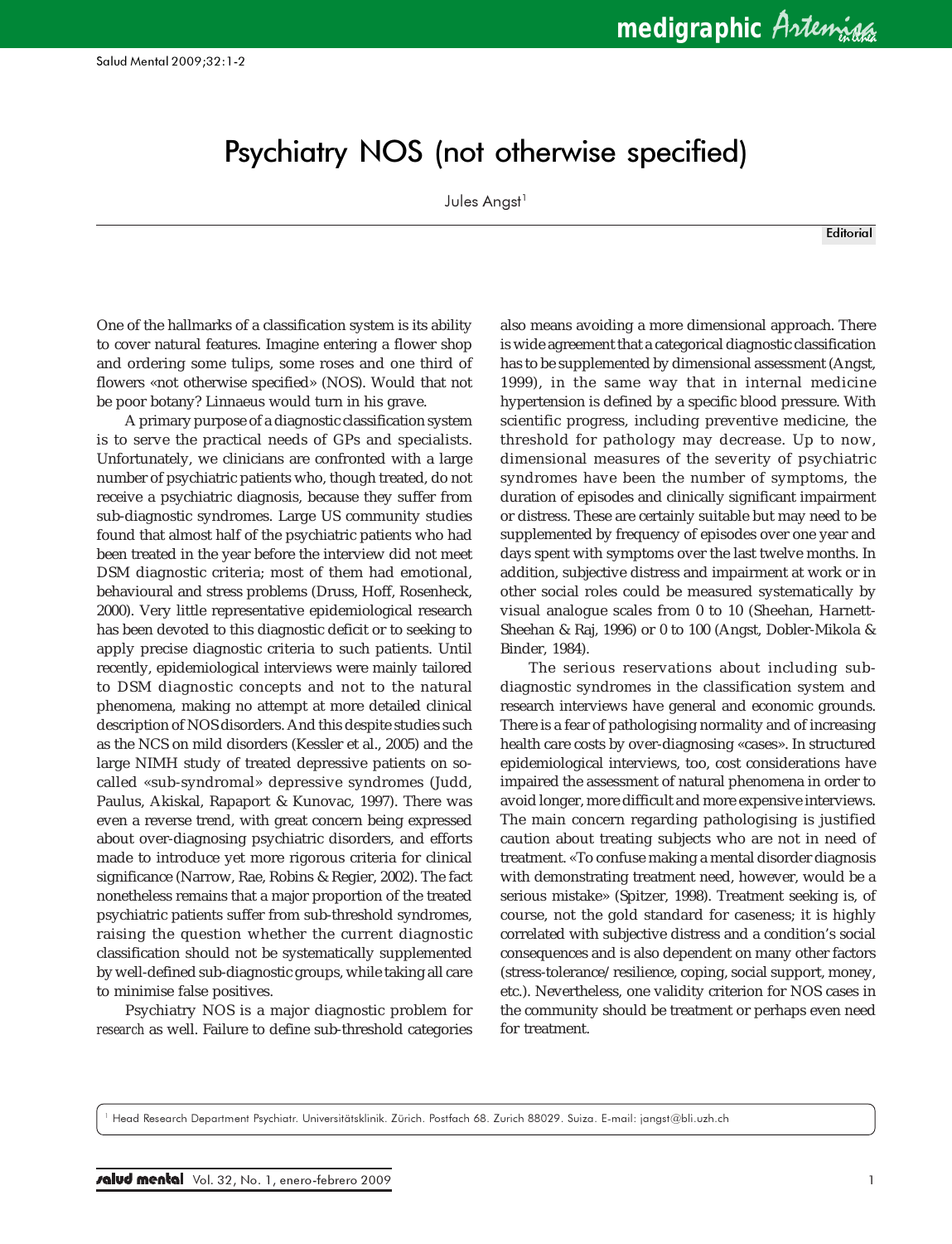# Psychiatry NOS (not otherwise specified)

Jules Angst[1]

Editorial

One of the hallmarks of a classification system is its ability to cover natural features. Imagine entering a flower shop and ordering some tulips, some roses and one third of flowers «not otherwise specified» (NOS). Would that not be poor botany? Linnaeus would turn in his grave.

A primary purpose of a diagnostic classification system is to serve the practical needs of GPs and specialists. Unfortunately, we clinicians are confronted with a large number of psychiatric patients who, though treated, do not receive a psychiatric diagnosis, because they suffer from sub-diagnostic syndromes. Large US community studies found that almost half of the psychiatric patients who had been treated in the year before the interview did not meet DSM diagnostic criteria; most of them had emotional, behavioural and stress problems (Druss, Hoff, Rosenheck, 2000). Very little representative epidemiological research has been devoted to this diagnostic deficit or to seeking to apply precise diagnostic criteria to such patients. Until recently, epidemiological interviews were mainly tailored to DSM diagnostic concepts and not to the natural phenomena, making no attempt at more detailed clinical description of NOS disorders. And this despite studies such as the NCS on mild disorders (Kessler et al., 2005) and the large NIMH study of treated depressive patients on so-called «sub-syndromal» depressive syndromes (Judd, Paulus, Akiskal, Rapaport & Kunovac, 1997). There was even a reverse trend, with great concern being expressed about over-diagnosing psychiatric disorders, and efforts made to introduce yet more rigorous criteria for clinical significance (Narrow, Rae, Robins & Regier, 2002). The fact nonetheless remains that a major proportion of the treated psychiatric patients suffer from sub-threshold syndromes, raising the question whether the current diagnostic classification should not be systematically supplemented by well-defined sub-diagnostic groups, while taking all care to minimise false positives.

Psychiatry NOS is a major diagnostic problem for research as well. Failure to define sub-threshold categories also means avoiding a more dimensional approach. There is wide agreement that a categorical diagnostic classification has to be supplemented by dimensional assessment (Angst, 1999), in the same way that in internal medicine hypertension is defined by a specific blood pressure. With scientific progress, including preventive medicine, the threshold for pathology may decrease. Up to now, dimensional measures of the severity of psychiatric syndromes have been the number of symptoms, the duration of episodes and clinically significant impairment or distress. These are certainly suitable but may need to be supplemented by frequency of episodes over one year and days spent with symptoms over the last twelve months. In addition, subjective distress and impairment at work or in other social roles could be measured systematically by visual analogue scales from 0 to 10 (Sheehan, Harnett-Sheehan & Raj, 1996) or 0 to 100 (Angst, Dobler-Mikola & Binder, 1984).

The serious reservations about including sub-diagnostic syndromes in the classification system and research interviews have general and economic grounds. There is a fear of pathologising normality and of increasing health care costs by over-diagnosing «cases». In structured epidemiological interviews, too, cost considerations have impaired the assessment of natural phenomena in order to avoid longer, more difficult and more expensive interviews. The main concern regarding pathologising is justified caution about treating subjects who are not in need of treatment. «To confuse making a mental disorder diagnosis with demonstrating treatment need, however, would be a serious mistake» (Spitzer, 1998). Treatment seeking is, of course, not the gold standard for caseness; it is highly correlated with subjective distress and a condition's social consequences and is also dependent on many other factors (stress-tolerance/resilience, coping, social support, money, etc.). Nevertheless, one validity criterion for NOS cases in the community should be treatment or perhaps even need for treatment.

[1] Head Research Department Psychiatr. Universitätsklinik. Zürich. Postfach 68. Zurich 88029. Suiza. E-mail: jangst@bli.uzh.ch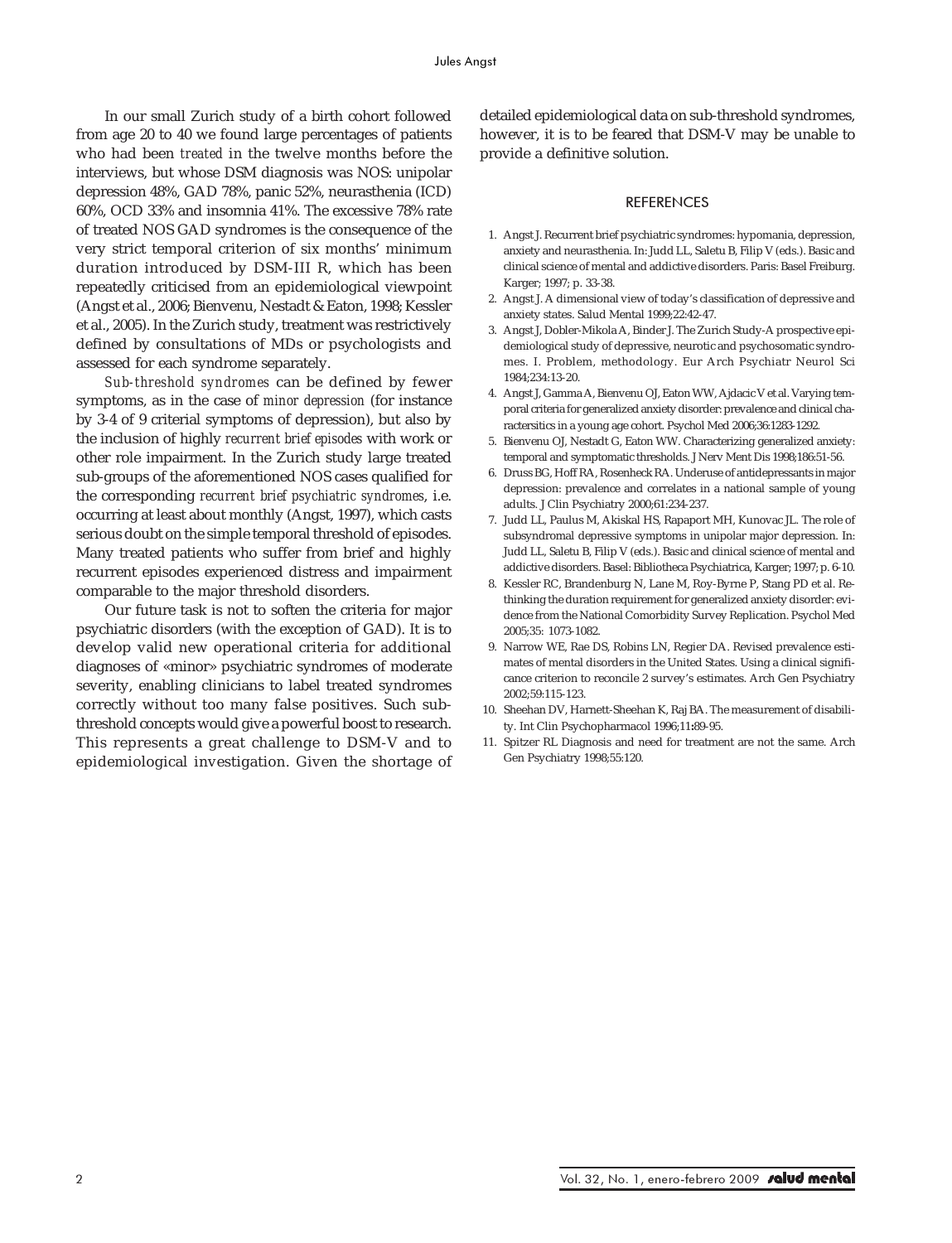In our small Zurich study of a birth cohort followed from age 20 to 40 we found large percentages of patients who had been *treated* in the twelve months before the interviews, but whose DSM diagnosis was NOS: unipolar depression 48%, GAD 78%, panic 52%, neurasthenia (ICD) 60%, OCD 33% and insomnia 41%. The excessive 78% rate of treated NOS GAD syndromes is the consequence of the very strict temporal criterion of six months' minimum duration introduced by DSM-III R, which has been repeatedly criticised from an epidemiological viewpoint (Angst et al., 2006; Bienvenu, Nestadt & Eaton, 1998; Kessler et al., 2005). In the Zurich study, treatment was restrictively defined by consultations of MDs or psychologists and assessed for each syndrome separately.

*Sub-threshold syndromes* can be defined by fewer symptoms, as in the case of *minor depression* (for instance by 3-4 of 9 criterial symptoms of depression), but also by the inclusion of highly *recurrent brief episodes* with work or other role impairment. In the Zurich study large treated sub-groups of the aforementioned NOS cases qualified for the corresponding *recurrent brief psychiatric syndromes*, i.e. occurring at least about monthly (Angst, 1997), which casts serious doubt on the simple temporal threshold of episodes. Many treated patients who suffer from brief and highly recurrent episodes experienced distress and impairment comparable to the major threshold disorders.

Our future task is not to soften the criteria for major psychiatric disorders (with the exception of GAD). It is to develop valid new operational criteria for additional diagnoses of «minor» psychiatric syndromes of moderate severity, enabling clinicians to label treated syndromes correctly without too many false positives. Such sub-threshold concepts would give a powerful boost to research. This represents a great challenge to DSM-V and to epidemiological investigation. Given the shortage of detailed epidemiological data on sub-threshold syndromes, however, it is to be feared that DSM-V may be unable to provide a definitive solution.

## REFERENCES

1. Angst J. Recurrent brief psychiatric syndromes: hypomania, depression, anxiety and neurasthenia. In: Judd LL, Saletu B, Filip V (eds.). Basic and clinical science of mental and addictive disorders. Paris: Basel Freiburg. Karger; 1997; p. 33-38.
2. Angst J. A dimensional view of today's classification of depressive and anxiety states. Salud Mental 1999;22:42-47.
3. Angst J, Dobler-Mikola A, Binder J. The Zurich Study-A prospective epidemiological study of depressive, neurotic and psychosomatic syndromes. I. Problem, methodology. Eur Arch Psychiatr Neurol Sci 1984;234:13-20.
4. Angst J, Gamma A, Bienvenu OJ, Eaton WW, Ajdacic V et al. Varying temporal criteria for generalized anxiety disorder: prevalence and clinical charactersitics in a young age cohort. Psychol Med 2006;36:1283-1292.
5. Bienvenu OJ, Nestadt G, Eaton WW. Characterizing generalized anxiety: temporal and symptomatic thresholds. J Nerv Ment Dis 1998;186:51-56.
6. Druss BG, Hoff RA, Rosenheck RA. Underuse of antidepressants in major depression: prevalence and correlates in a national sample of young adults. J Clin Psychiatry 2000;61:234-237.
7. Judd LL, Paulus M, Akiskal HS, Rapaport MH, Kunovac JL. The role of subsyndromal depressive symptoms in unipolar major depression. In: Judd LL, Saletu B, Filip V (eds.). Basic and clinical science of mental and addictive disorders. Basel: Bibliotheca Psychiatrica, Karger; 1997; p. 6-10.
8. Kessler RC, Brandenburg N, Lane M, Roy-Byrne P, Stang PD et al. Rethinking the duration requirement for generalized anxiety disorder: evidence from the National Comorbidity Survey Replication. Psychol Med 2005;35: 1073-1082.
9. Narrow WE, Rae DS, Robins LN, Regier DA. Revised prevalence estimates of mental disorders in the United States. Using a clinical significance criterion to reconcile 2 survey's estimates. Arch Gen Psychiatry 2002;59:115-123.
10. Sheehan DV, Harnett-Sheehan K, Raj BA. The measurement of disability. Int Clin Psychopharmacol 1996;11:89-95.
11. Spitzer RL Diagnosis and need for treatment are not the same. Arch Gen Psychiatry 1998;55:120.